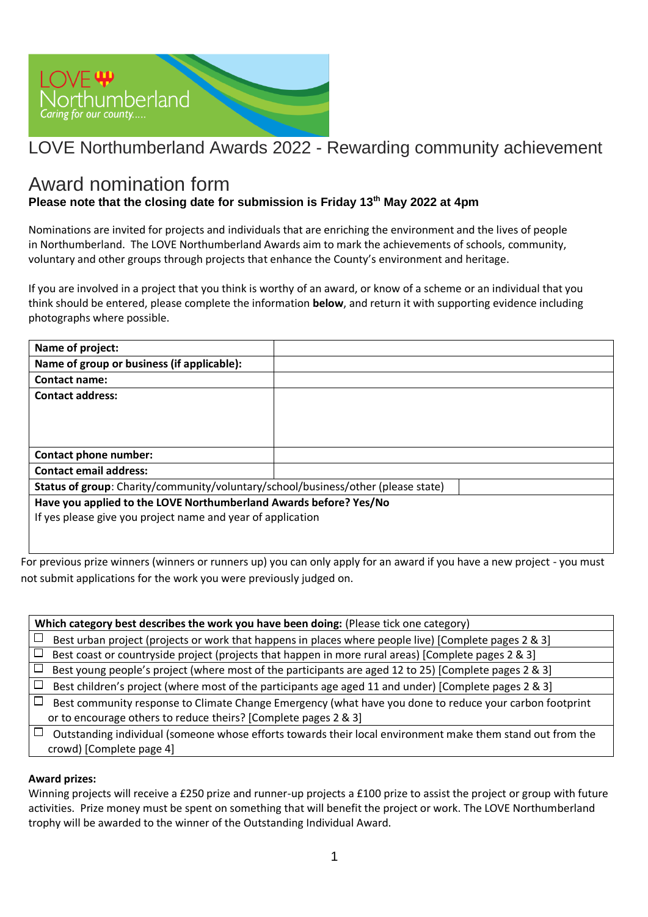LOVE Northumberland
Caring for our county.....

# LOVE Northumberland Awards 2022 - Rewarding community achievement

## Award nomination form

**Please note that the closing date for submission is Friday 13th May 2022 at 4pm**

Nominations are invited for projects and individuals that are enriching the environment and the lives of people in Northumberland. The LOVE Northumberland Awards aim to mark the achievements of schools, community, voluntary and other groups through projects that enhance the County's environment and heritage.

If you are involved in a project that you think is worthy of an award, or know of a scheme or an individual that you think should be entered, please complete the information **below**, and return it with supporting evidence including photographs where possible.

| | |
|---|---|
| **Name of project:** | |
| **Name of group or business (if applicable):** | |
| **Contact name:** | |
| **Contact address:** | |
| **Contact phone number:** | |
| **Contact email address:** | |
| **Status of group**: Charity/community/voluntary/school/business/other (please state) | |
| **Have you applied to the LOVE Northumberland Awards before? Yes/No**<br>If yes please give you project name and year of application | |

For previous prize winners (winners or runners up) you can only apply for an award if you have a new project - you must not submit applications for the work you were previously judged on.

| **Which category best describes the work you have been doing:** (Please tick one category) |
|---|
| ☐ Best urban project (projects or work that happens in places where people live) [Complete pages 2 & 3] |
| ☐ Best coast or countryside project (projects that happen in more rural areas) [Complete pages 2 & 3] |
| ☐ Best young people's project (where most of the participants are aged 12 to 25) [Complete pages 2 & 3] |
| ☐ Best children's project (where most of the participants age aged 11 and under) [Complete pages 2 & 3] |
| ☐ Best community response to Climate Change Emergency (what have you done to reduce your carbon footprint or to encourage others to reduce theirs? [Complete pages 2 & 3] |
| ☐ Outstanding individual (someone whose efforts towards their local environment make them stand out from the crowd) [Complete page 4] |

**Award prizes:**

Winning projects will receive a £250 prize and runner-up projects a £100 prize to assist the project or group with future activities. Prize money must be spent on something that will benefit the project or work. The LOVE Northumberland trophy will be awarded to the winner of the Outstanding Individual Award.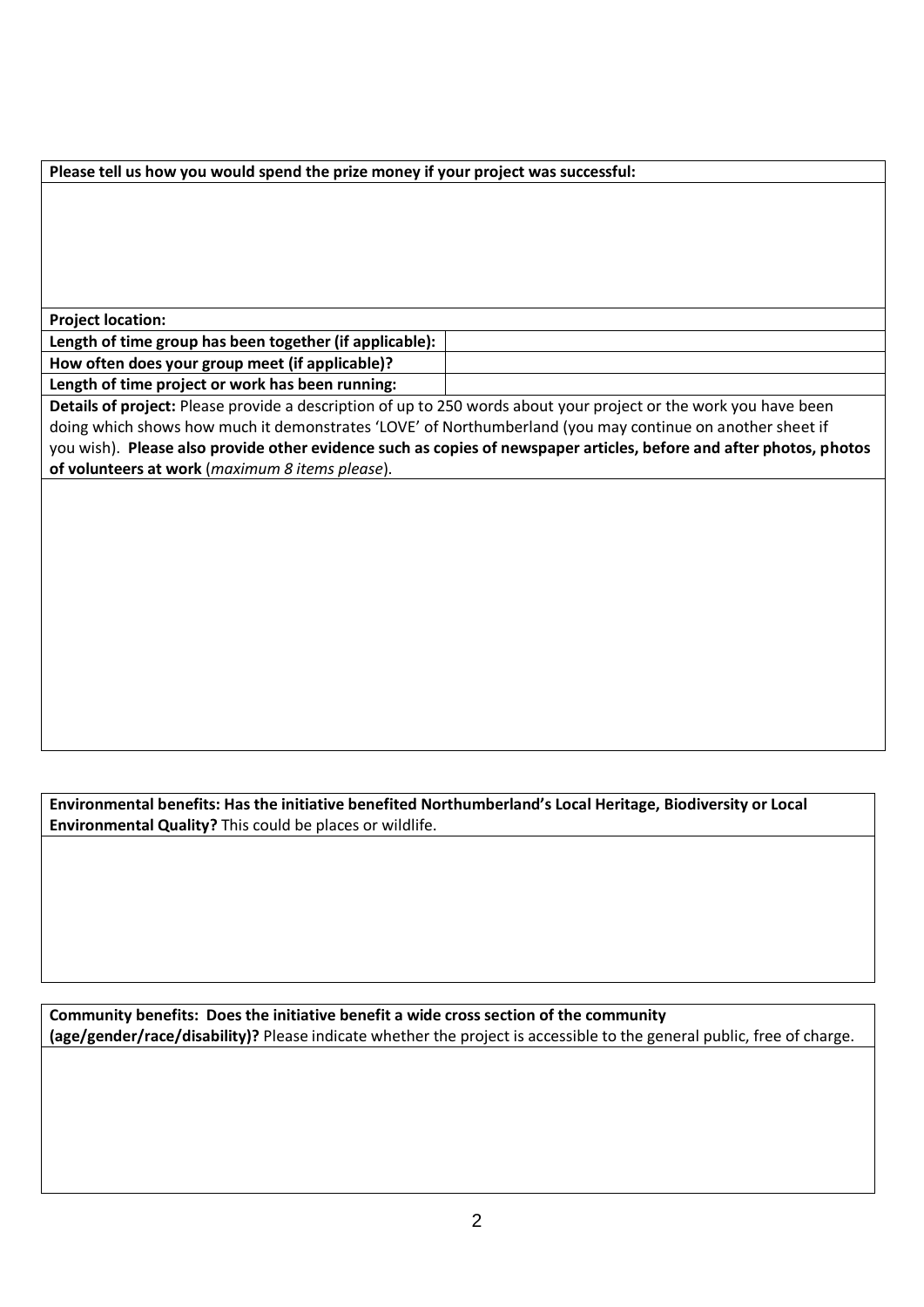| Please tell us how you would spend the prize money if your project was successful: | |
|---|---|
| | |
| **Project location:** | |
| **Length of time group has been together (if applicable):** | |
| **How often does your group meet (if applicable)?** | |
| **Length of time project or work has been running:** | |

**Details of project:** Please provide a description of up to 250 words about your project or the work you have been doing which shows how much it demonstrates 'LOVE' of Northumberland (you may continue on another sheet if you wish). **Please also provide other evidence such as copies of newspaper articles, before and after photos, photos of volunteers at work** (*maximum 8 items please*).

**Environmental benefits: Has the initiative benefited Northumberland's Local Heritage, Biodiversity or Local Environmental Quality?** This could be places or wildlife.

**Community benefits: Does the initiative benefit a wide cross section of the community (age/gender/race/disability)?** Please indicate whether the project is accessible to the general public, free of charge.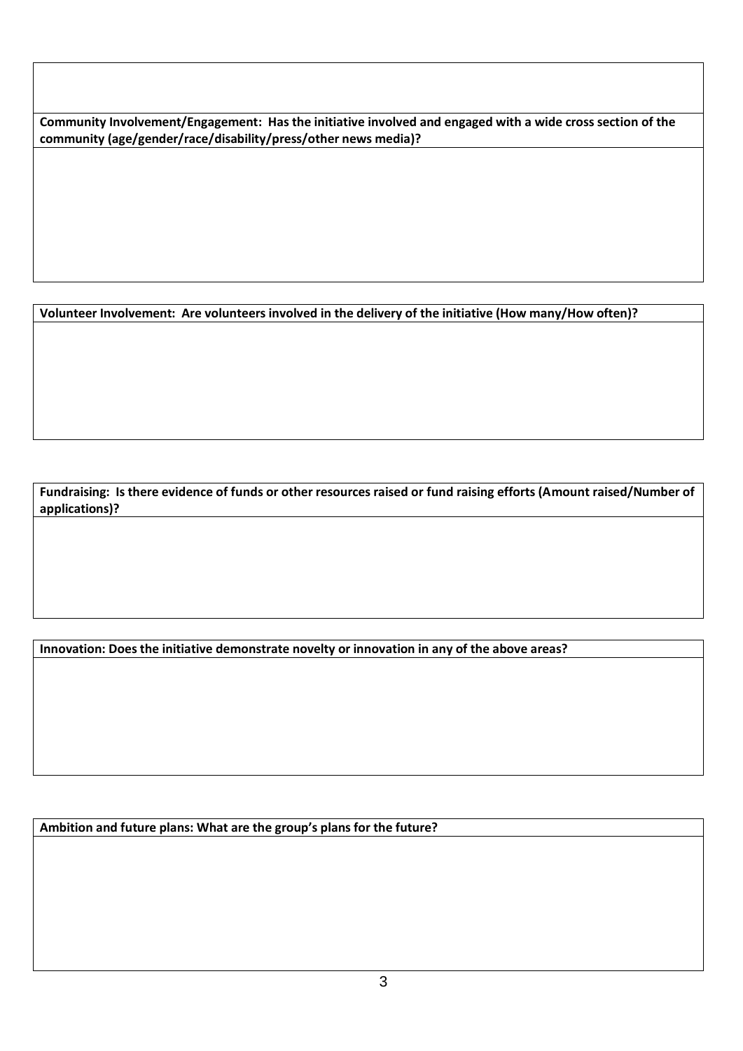**Community Involvement/Engagement: Has the initiative involved and engaged with a wide cross section of the community (age/gender/race/disability/press/other news media)?**

**Volunteer Involvement: Are volunteers involved in the delivery of the initiative (How many/How often)?**

**Fundraising: Is there evidence of funds or other resources raised or fund raising efforts (Amount raised/Number of applications)?**

**Innovation: Does the initiative demonstrate novelty or innovation in any of the above areas?**

**Ambition and future plans: What are the group's plans for the future?**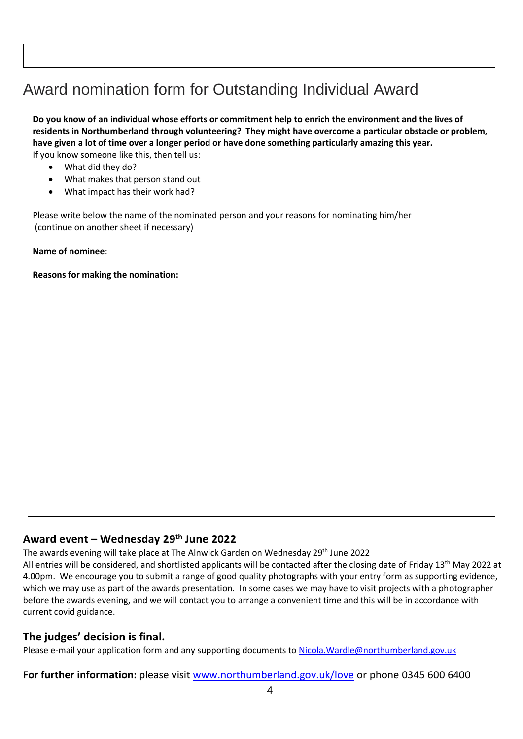# Award nomination form for Outstanding Individual Award

**Do you know of an individual whose efforts or commitment help to enrich the environment and the lives of residents in Northumberland through volunteering? They might have overcome a particular obstacle or problem, have given a lot of time over a longer period or have done something particularly amazing this year.**

If you know someone like this, then tell us:

- What did they do?
- What makes that person stand out
- What impact has their work had?

Please write below the name of the nominated person and your reasons for nominating him/her (continue on another sheet if necessary)

**Name of nominee**:

**Reasons for making the nomination:**

## Award event – Wednesday 29th June 2022

The awards evening will take place at The Alnwick Garden on Wednesday 29th June 2022

All entries will be considered, and shortlisted applicants will be contacted after the closing date of Friday 13th May 2022 at 4.00pm. We encourage you to submit a range of good quality photographs with your entry form as supporting evidence, which we may use as part of the awards presentation. In some cases we may have to visit projects with a photographer before the awards evening, and we will contact you to arrange a convenient time and this will be in accordance with current covid guidance.

## The judges' decision is final.

Please e-mail your application form and any supporting documents to Nicola.Wardle@northumberland.gov.uk

**For further information:** please visit www.northumberland.gov.uk/love or phone 0345 600 6400